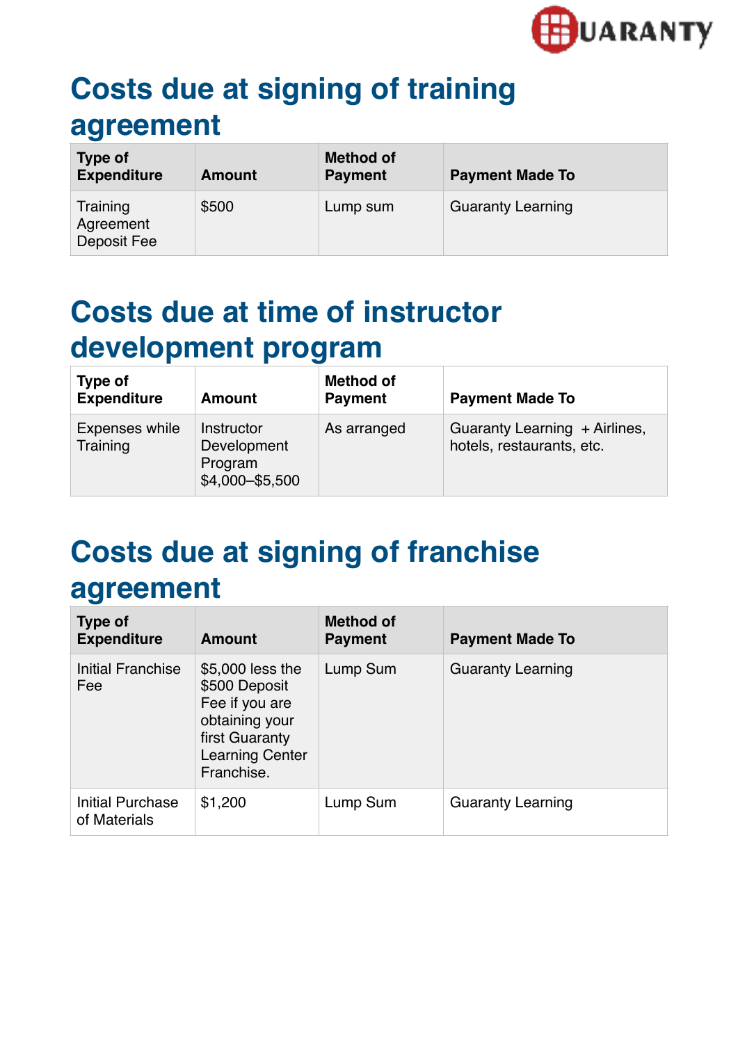## Costs due at signing of training agreement

| Type of Expenditure | Amount | Method of Payment | Payment Made To |
|---|---|---|---|
| Training Agreement Deposit Fee | $500 | Lump sum | Guaranty Learning |

## Costs due at time of instructor development program

| Type of Expenditure | Amount | Method of Payment | Payment Made To |
|---|---|---|---|
| Expenses while Training | Instructor Development Program $4,000–$5,500 | As arranged | Guaranty Learning + Airlines, hotels, restaurants, etc. |

## Costs due at signing of franchise agreement

| Type of Expenditure | Amount | Method of Payment | Payment Made To |
|---|---|---|---|
| Initial Franchise Fee | $5,000 less the $500 Deposit Fee if you are obtaining your first Guaranty Learning Center Franchise. | Lump Sum | Guaranty Learning |
| Initial Purchase of Materials | $1,200 | Lump Sum | Guaranty Learning |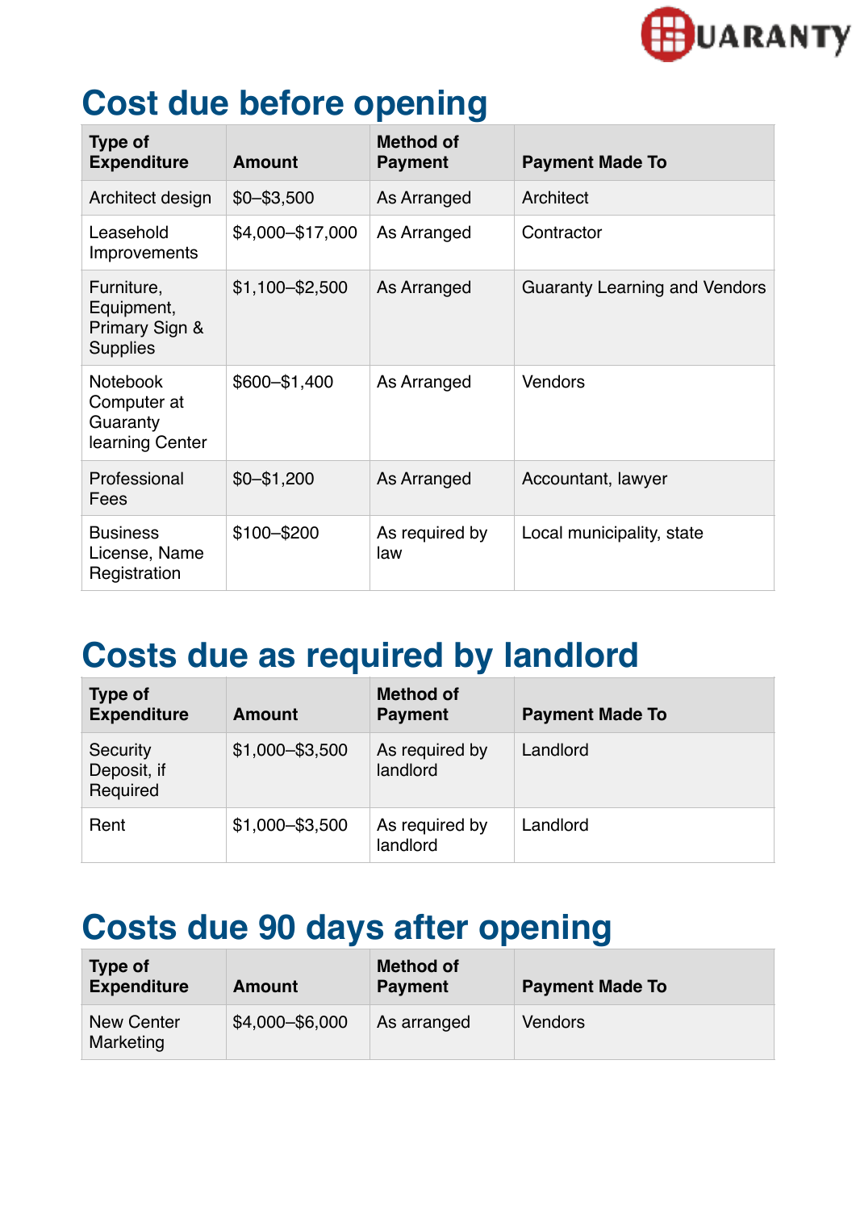## Cost due before opening

| Type of Expenditure | Amount | Method of Payment | Payment Made To |
|---|---|---|---|
| Architect design | \$0–\$3,500 | As Arranged | Architect |
| Leasehold Improvements | \$4,000–\$17,000 | As Arranged | Contractor |
| Furniture, Equipment, Primary Sign & Supplies | \$1,100–\$2,500 | As Arranged | Guaranty Learning and Vendors |
| Notebook Computer at Guaranty learning Center | \$600–\$1,400 | As Arranged | Vendors |
| Professional Fees | \$0–\$1,200 | As Arranged | Accountant, lawyer |
| Business License, Name Registration | \$100–\$200 | As required by law | Local municipality, state |

## Costs due as required by landlord

| Type of Expenditure | Amount | Method of Payment | Payment Made To |
|---|---|---|---|
| Security Deposit, if Required | \$1,000–\$3,500 | As required by landlord | Landlord |
| Rent | \$1,000–\$3,500 | As required by landlord | Landlord |

## Costs due 90 days after opening

| Type of Expenditure | Amount | Method of Payment | Payment Made To |
|---|---|---|---|
| New Center Marketing | \$4,000–\$6,000 | As arranged | Vendors |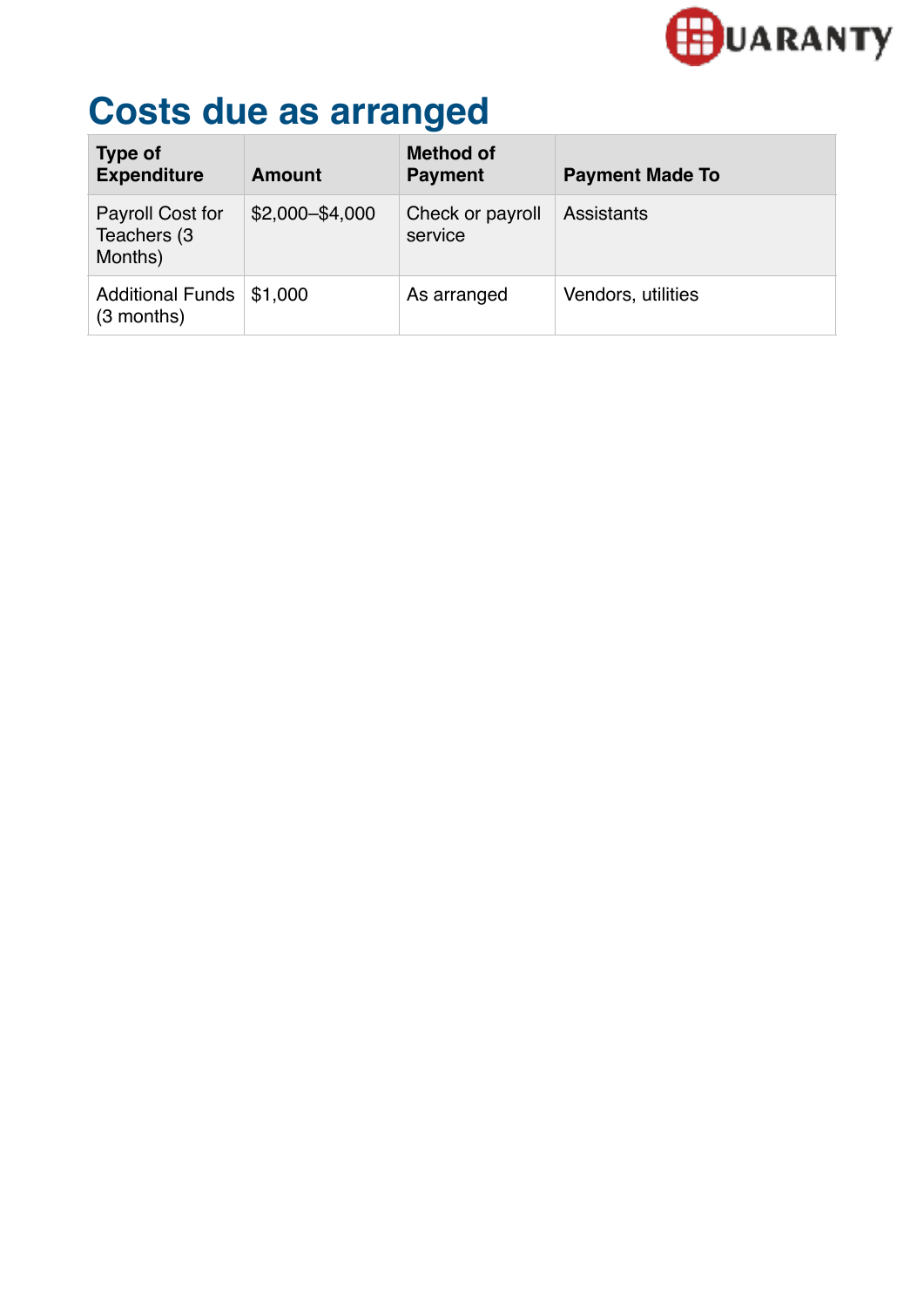## Costs due as arranged

| Type of Expenditure | Amount | Method of Payment | Payment Made To |
|---|---|---|---|
| Payroll Cost for Teachers (3 Months) | $2,000–$4,000 | Check or payroll service | Assistants |
| Additional Funds (3 months) | $1,000 | As arranged | Vendors, utilities |